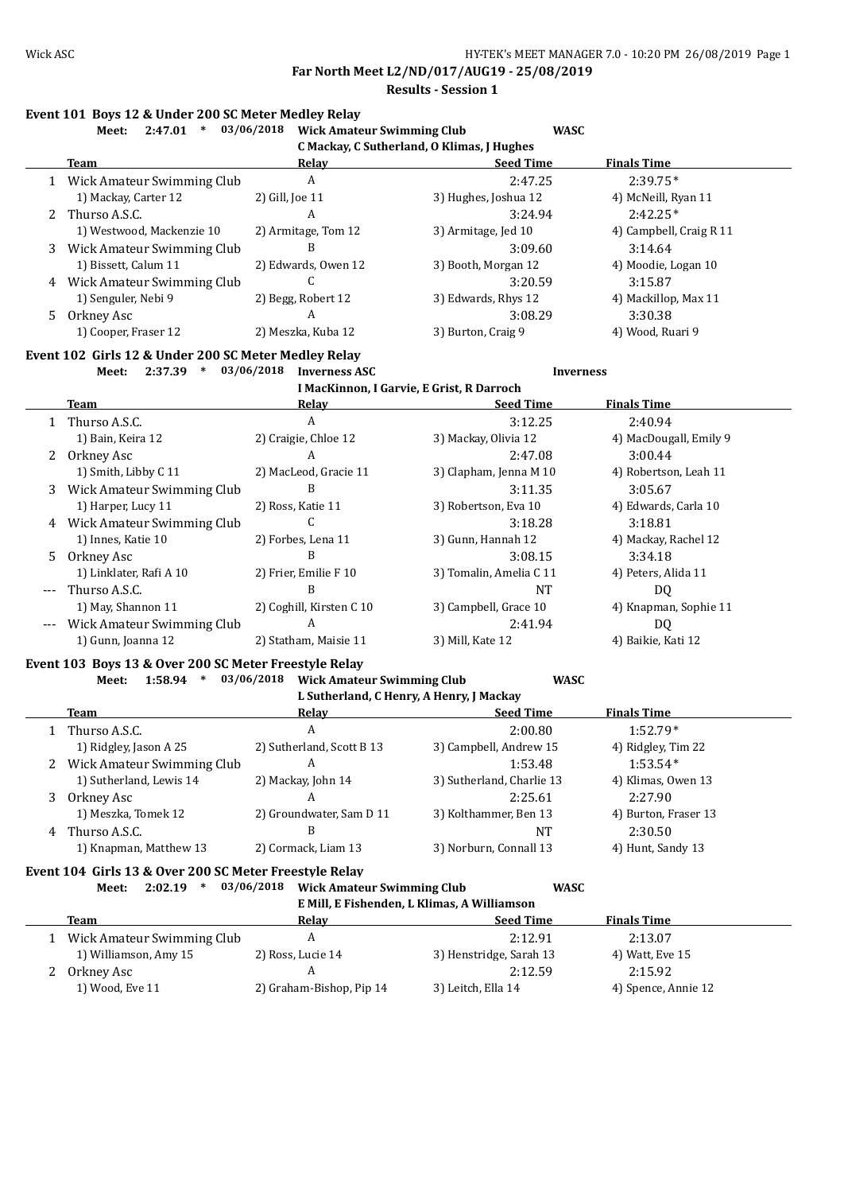## Far North Meet L2/ND/017/AUG19 - 25/08/2019

### Results - Session 1

#### Event 101 Boys 12 & Under 200 SC Meter Medley Relay

Meet: 2:47.01 * 03/06/2018 Wick Amateur Swimming Club WASC
C Mackay, C Sutherland, O Klimas, J Hughes

| | Team | Relay | Seed Time | Finals Time |
|---|---|---|---|---|
| 1 | Wick Amateur Swimming Club | A | 2:47.25 | 2:39.75* |
| | 1) Mackay, Carter 12 | 2) Gill, Joe 11 | 3) Hughes, Joshua 12 | 4) McNeill, Ryan 11 |
| 2 | Thurso A.S.C. | A | 3:24.94 | 2:42.25* |
| | 1) Westwood, Mackenzie 10 | 2) Armitage, Tom 12 | 3) Armitage, Jed 10 | 4) Campbell, Craig R 11 |
| 3 | Wick Amateur Swimming Club | B | 3:09.60 | 3:14.64 |
| | 1) Bissett, Calum 11 | 2) Edwards, Owen 12 | 3) Booth, Morgan 12 | 4) Moodie, Logan 10 |
| 4 | Wick Amateur Swimming Club | C | 3:20.59 | 3:15.87 |
| | 1) Senguler, Nebi 9 | 2) Begg, Robert 12 | 3) Edwards, Rhys 12 | 4) Mackillop, Max 11 |
| 5 | Orkney Asc | A | 3:08.29 | 3:30.38 |
| | 1) Cooper, Fraser 12 | 2) Meszka, Kuba 12 | 3) Burton, Craig 9 | 4) Wood, Ruari 9 |

#### Event 102 Girls 12 & Under 200 SC Meter Medley Relay

Meet: 2:37.39 * 03/06/2018 Inverness ASC Inverness
I MacKinnon, I Garvie, E Grist, R Darroch

| | Team | Relay | Seed Time | Finals Time |
|---|---|---|---|---|
| 1 | Thurso A.S.C. | A | 3:12.25 | 2:40.94 |
| | 1) Bain, Keira 12 | 2) Craigie, Chloe 12 | 3) Mackay, Olivia 12 | 4) MacDougall, Emily 9 |
| 2 | Orkney Asc | A | 2:47.08 | 3:00.44 |
| | 1) Smith, Libby C 11 | 2) MacLeod, Gracie 11 | 3) Clapham, Jenna M 10 | 4) Robertson, Leah 11 |
| 3 | Wick Amateur Swimming Club | B | 3:11.35 | 3:05.67 |
| | 1) Harper, Lucy 11 | 2) Ross, Katie 11 | 3) Robertson, Eva 10 | 4) Edwards, Carla 10 |
| 4 | Wick Amateur Swimming Club | C | 3:18.28 | 3:18.81 |
| | 1) Innes, Katie 10 | 2) Forbes, Lena 11 | 3) Gunn, Hannah 12 | 4) Mackay, Rachel 12 |
| 5 | Orkney Asc | B | 3:08.15 | 3:34.18 |
| | 1) Linklater, Rafi A 10 | 2) Frier, Emilie F 10 | 3) Tomalin, Amelia C 11 | 4) Peters, Alida 11 |
| --- | Thurso A.S.C. | B | NT | DQ |
| | 1) May, Shannon 11 | 2) Coghill, Kirsten C 10 | 3) Campbell, Grace 10 | 4) Knapman, Sophie 11 |
| --- | Wick Amateur Swimming Club | A | 2:41.94 | DQ |
| | 1) Gunn, Joanna 12 | 2) Statham, Maisie 11 | 3) Mill, Kate 12 | 4) Baikie, Kati 12 |

#### Event 103 Boys 13 & Over 200 SC Meter Freestyle Relay

Meet: 1:58.94 * 03/06/2018 Wick Amateur Swimming Club WASC
L Sutherland, C Henry, A Henry, J Mackay

| | Team | Relay | Seed Time | Finals Time |
|---|---|---|---|---|
| 1 | Thurso A.S.C. | A | 2:00.80 | 1:52.79* |
| | 1) Ridgley, Jason A 25 | 2) Sutherland, Scott B 13 | 3) Campbell, Andrew 15 | 4) Ridgley, Tim 22 |
| 2 | Wick Amateur Swimming Club | A | 1:53.48 | 1:53.54* |
| | 1) Sutherland, Lewis 14 | 2) Mackay, John 14 | 3) Sutherland, Charlie 13 | 4) Klimas, Owen 13 |
| 3 | Orkney Asc | A | 2:25.61 | 2:27.90 |
| | 1) Meszka, Tomek 12 | 2) Groundwater, Sam D 11 | 3) Kolthammer, Ben 13 | 4) Burton, Fraser 13 |
| 4 | Thurso A.S.C. | B | NT | 2:30.50 |
| | 1) Knapman, Matthew 13 | 2) Cormack, Liam 13 | 3) Norburn, Connall 13 | 4) Hunt, Sandy 13 |

#### Event 104 Girls 13 & Over 200 SC Meter Freestyle Relay

Meet: 2:02.19 * 03/06/2018 Wick Amateur Swimming Club WASC
E Mill, E Fishenden, L Klimas, A Williamson

| | Team | Relay | Seed Time | Finals Time |
|---|---|---|---|---|
| 1 | Wick Amateur Swimming Club | A | 2:12.91 | 2:13.07 |
| | 1) Williamson, Amy 15 | 2) Ross, Lucie 14 | 3) Henstridge, Sarah 13 | 4) Watt, Eve 15 |
| 2 | Orkney Asc | A | 2:12.59 | 2:15.92 |
| | 1) Wood, Eve 11 | 2) Graham-Bishop, Pip 14 | 3) Leitch, Ella 14 | 4) Spence, Annie 12 |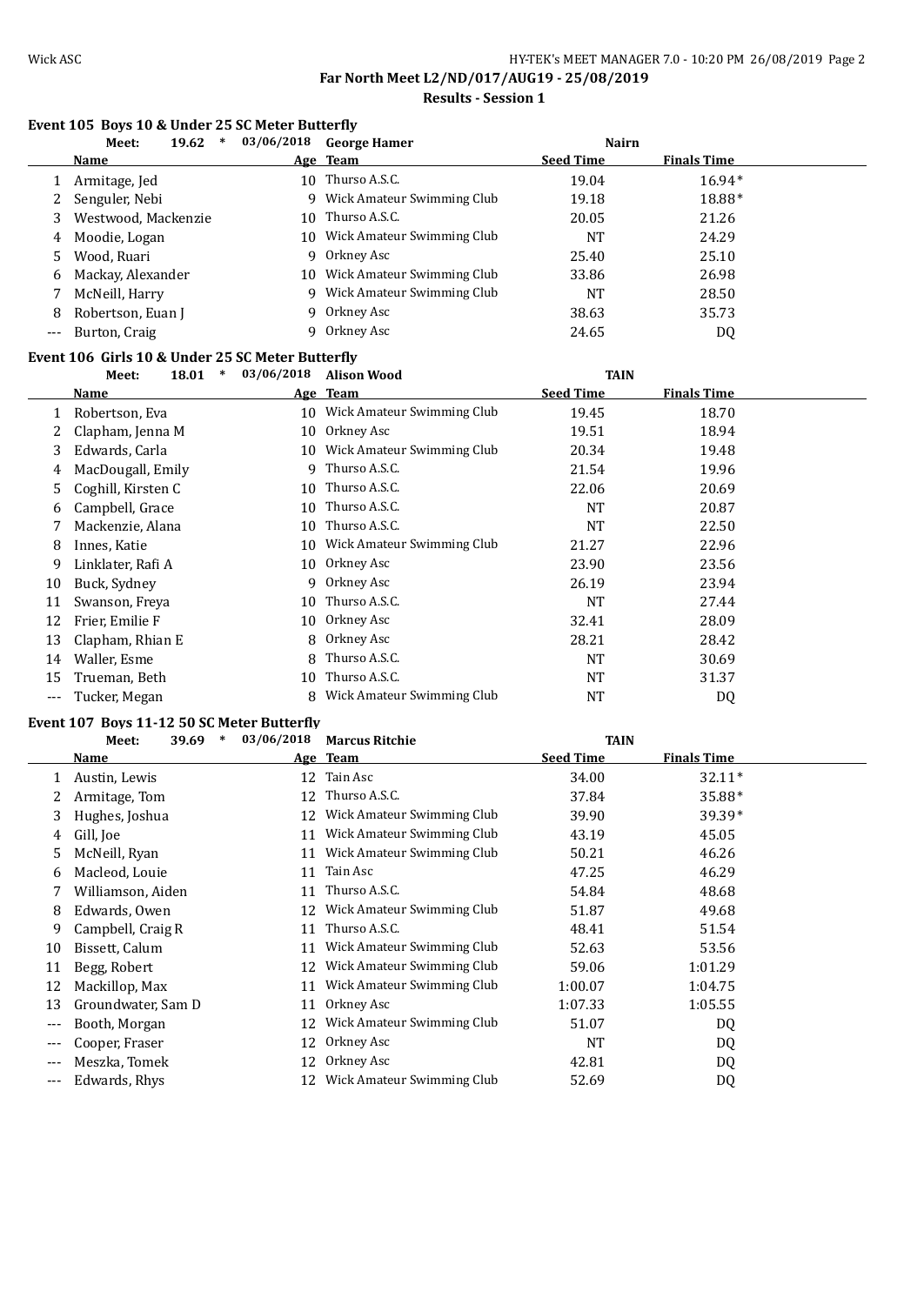**Far North Meet L2/ND/017/AUG19 - 25/08/2019**

**Results - Session 1**

### Event 105 Boys 10 & Under 25 SC Meter Butterfly

Meet: 19.62 * 03/06/2018 George Hamer — Nairn

| | Name | Age | Team | Seed Time | Finals Time |
|---|---|---|---|---|---|
| 1 | Armitage, Jed | 10 | Thurso A.S.C. | 19.04 | 16.94* |
| 2 | Senguler, Nebi | 9 | Wick Amateur Swimming Club | 19.18 | 18.88* |
| 3 | Westwood, Mackenzie | 10 | Thurso A.S.C. | 20.05 | 21.26 |
| 4 | Moodie, Logan | 10 | Wick Amateur Swimming Club | NT | 24.29 |
| 5 | Wood, Ruari | 9 | Orkney Asc | 25.40 | 25.10 |
| 6 | Mackay, Alexander | 10 | Wick Amateur Swimming Club | 33.86 | 26.98 |
| 7 | McNeill, Harry | 9 | Wick Amateur Swimming Club | NT | 28.50 |
| 8 | Robertson, Euan J | 9 | Orkney Asc | 38.63 | 35.73 |
| --- | Burton, Craig | 9 | Orkney Asc | 24.65 | DQ |

### Event 106 Girls 10 & Under 25 SC Meter Butterfly

Meet: 18.01 * 03/06/2018 Alison Wood — TAIN

| | Name | Age | Team | Seed Time | Finals Time |
|---|---|---|---|---|---|
| 1 | Robertson, Eva | 10 | Wick Amateur Swimming Club | 19.45 | 18.70 |
| 2 | Clapham, Jenna M | 10 | Orkney Asc | 19.51 | 18.94 |
| 3 | Edwards, Carla | 10 | Wick Amateur Swimming Club | 20.34 | 19.48 |
| 4 | MacDougall, Emily | 9 | Thurso A.S.C. | 21.54 | 19.96 |
| 5 | Coghill, Kirsten C | 10 | Thurso A.S.C. | 22.06 | 20.69 |
| 6 | Campbell, Grace | 10 | Thurso A.S.C. | NT | 20.87 |
| 7 | Mackenzie, Alana | 10 | Thurso A.S.C. | NT | 22.50 |
| 8 | Innes, Katie | 10 | Wick Amateur Swimming Club | 21.27 | 22.96 |
| 9 | Linklater, Rafi A | 10 | Orkney Asc | 23.90 | 23.56 |
| 10 | Buck, Sydney | 9 | Orkney Asc | 26.19 | 23.94 |
| 11 | Swanson, Freya | 10 | Thurso A.S.C. | NT | 27.44 |
| 12 | Frier, Emilie F | 10 | Orkney Asc | 32.41 | 28.09 |
| 13 | Clapham, Rhian E | 8 | Orkney Asc | 28.21 | 28.42 |
| 14 | Waller, Esme | 8 | Thurso A.S.C. | NT | 30.69 |
| 15 | Trueman, Beth | 10 | Thurso A.S.C. | NT | 31.37 |
| --- | Tucker, Megan | 8 | Wick Amateur Swimming Club | NT | DQ |

### Event 107 Boys 11-12 50 SC Meter Butterfly

Meet: 39.69 * 03/06/2018 Marcus Ritchie — TAIN

| | Name | Age | Team | Seed Time | Finals Time |
|---|---|---|---|---|---|
| 1 | Austin, Lewis | 12 | Tain Asc | 34.00 | 32.11* |
| 2 | Armitage, Tom | 12 | Thurso A.S.C. | 37.84 | 35.88* |
| 3 | Hughes, Joshua | 12 | Wick Amateur Swimming Club | 39.90 | 39.39* |
| 4 | Gill, Joe | 11 | Wick Amateur Swimming Club | 43.19 | 45.05 |
| 5 | McNeill, Ryan | 11 | Wick Amateur Swimming Club | 50.21 | 46.26 |
| 6 | Macleod, Louie | 11 | Tain Asc | 47.25 | 46.29 |
| 7 | Williamson, Aiden | 11 | Thurso A.S.C. | 54.84 | 48.68 |
| 8 | Edwards, Owen | 12 | Wick Amateur Swimming Club | 51.87 | 49.68 |
| 9 | Campbell, Craig R | 11 | Thurso A.S.C. | 48.41 | 51.54 |
| 10 | Bissett, Calum | 11 | Wick Amateur Swimming Club | 52.63 | 53.56 |
| 11 | Begg, Robert | 12 | Wick Amateur Swimming Club | 59.06 | 1:01.29 |
| 12 | Mackillop, Max | 11 | Wick Amateur Swimming Club | 1:00.07 | 1:04.75 |
| 13 | Groundwater, Sam D | 11 | Orkney Asc | 1:07.33 | 1:05.55 |
| --- | Booth, Morgan | 12 | Wick Amateur Swimming Club | 51.07 | DQ |
| --- | Cooper, Fraser | 12 | Orkney Asc | NT | DQ |
| --- | Meszka, Tomek | 12 | Orkney Asc | 42.81 | DQ |
| --- | Edwards, Rhys | 12 | Wick Amateur Swimming Club | 52.69 | DQ |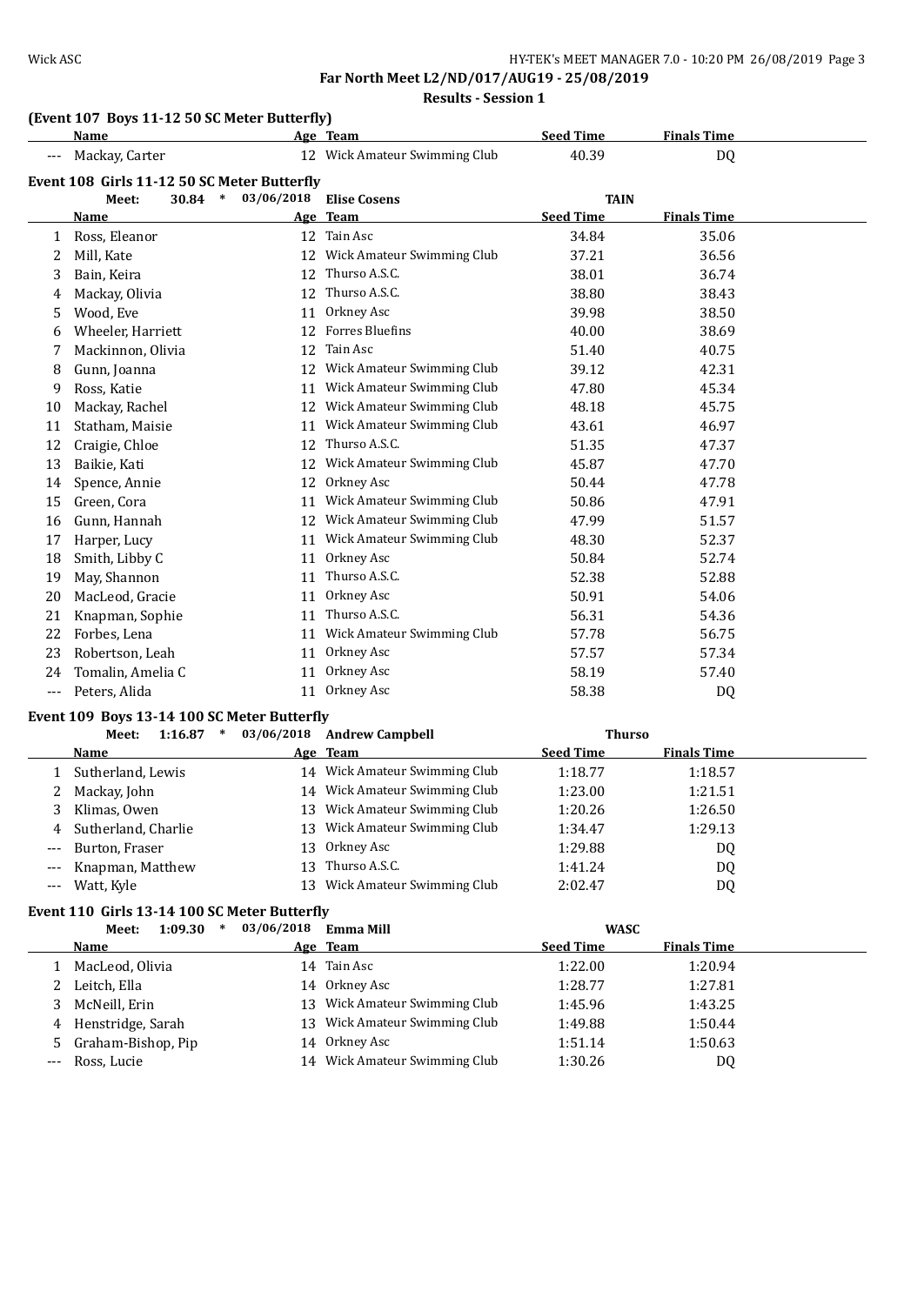**Far North Meet L2/ND/017/AUG19 - 25/08/2019**

**Results - Session 1**

### (Event 107 Boys 11-12 50 SC Meter Butterfly)

| | Name | Age | Team | Seed Time | Finals Time |
|---|---|---|---|---|---|
| --- | Mackay, Carter | 12 | Wick Amateur Swimming Club | 40.39 | DQ |

### Event 108 Girls 11-12 50 SC Meter Butterfly

Meet: 30.84 * 03/06/2018 Elise Cosens TAIN

| | Name | Age | Team | Seed Time | Finals Time |
|---|---|---|---|---|---|
| 1 | Ross, Eleanor | 12 | Tain Asc | 34.84 | 35.06 |
| 2 | Mill, Kate | 12 | Wick Amateur Swimming Club | 37.21 | 36.56 |
| 3 | Bain, Keira | 12 | Thurso A.S.C. | 38.01 | 36.74 |
| 4 | Mackay, Olivia | 12 | Thurso A.S.C. | 38.80 | 38.43 |
| 5 | Wood, Eve | 11 | Orkney Asc | 39.98 | 38.50 |
| 6 | Wheeler, Harriett | 12 | Forres Bluefins | 40.00 | 38.69 |
| 7 | Mackinnon, Olivia | 12 | Tain Asc | 51.40 | 40.75 |
| 8 | Gunn, Joanna | 12 | Wick Amateur Swimming Club | 39.12 | 42.31 |
| 9 | Ross, Katie | 11 | Wick Amateur Swimming Club | 47.80 | 45.34 |
| 10 | Mackay, Rachel | 12 | Wick Amateur Swimming Club | 48.18 | 45.75 |
| 11 | Statham, Maisie | 11 | Wick Amateur Swimming Club | 43.61 | 46.97 |
| 12 | Craigie, Chloe | 12 | Thurso A.S.C. | 51.35 | 47.37 |
| 13 | Baikie, Kati | 12 | Wick Amateur Swimming Club | 45.87 | 47.70 |
| 14 | Spence, Annie | 12 | Orkney Asc | 50.44 | 47.78 |
| 15 | Green, Cora | 11 | Wick Amateur Swimming Club | 50.86 | 47.91 |
| 16 | Gunn, Hannah | 12 | Wick Amateur Swimming Club | 47.99 | 51.57 |
| 17 | Harper, Lucy | 11 | Wick Amateur Swimming Club | 48.30 | 52.37 |
| 18 | Smith, Libby C | 11 | Orkney Asc | 50.84 | 52.74 |
| 19 | May, Shannon | 11 | Thurso A.S.C. | 52.38 | 52.88 |
| 20 | MacLeod, Gracie | 11 | Orkney Asc | 50.91 | 54.06 |
| 21 | Knapman, Sophie | 11 | Thurso A.S.C. | 56.31 | 54.36 |
| 22 | Forbes, Lena | 11 | Wick Amateur Swimming Club | 57.78 | 56.75 |
| 23 | Robertson, Leah | 11 | Orkney Asc | 57.57 | 57.34 |
| 24 | Tomalin, Amelia C | 11 | Orkney Asc | 58.19 | 57.40 |
| --- | Peters, Alida | 11 | Orkney Asc | 58.38 | DQ |

### Event 109 Boys 13-14 100 SC Meter Butterfly

Meet: 1:16.87 * 03/06/2018 Andrew Campbell Thurso

| | Name | Age | Team | Seed Time | Finals Time |
|---|---|---|---|---|---|
| 1 | Sutherland, Lewis | 14 | Wick Amateur Swimming Club | 1:18.77 | 1:18.57 |
| 2 | Mackay, John | 14 | Wick Amateur Swimming Club | 1:23.00 | 1:21.51 |
| 3 | Klimas, Owen | 13 | Wick Amateur Swimming Club | 1:20.26 | 1:26.50 |
| 4 | Sutherland, Charlie | 13 | Wick Amateur Swimming Club | 1:34.47 | 1:29.13 |
| --- | Burton, Fraser | 13 | Orkney Asc | 1:29.88 | DQ |
| --- | Knapman, Matthew | 13 | Thurso A.S.C. | 1:41.24 | DQ |
| --- | Watt, Kyle | 13 | Wick Amateur Swimming Club | 2:02.47 | DQ |

### Event 110 Girls 13-14 100 SC Meter Butterfly

Meet: 1:09.30 * 03/06/2018 Emma Mill WASC

| | Name | Age | Team | Seed Time | Finals Time |
|---|---|---|---|---|---|
| 1 | MacLeod, Olivia | 14 | Tain Asc | 1:22.00 | 1:20.94 |
| 2 | Leitch, Ella | 14 | Orkney Asc | 1:28.77 | 1:27.81 |
| 3 | McNeill, Erin | 13 | Wick Amateur Swimming Club | 1:45.96 | 1:43.25 |
| 4 | Henstridge, Sarah | 13 | Wick Amateur Swimming Club | 1:49.88 | 1:50.44 |
| 5 | Graham-Bishop, Pip | 14 | Orkney Asc | 1:51.14 | 1:50.63 |
| --- | Ross, Lucie | 14 | Wick Amateur Swimming Club | 1:30.26 | DQ |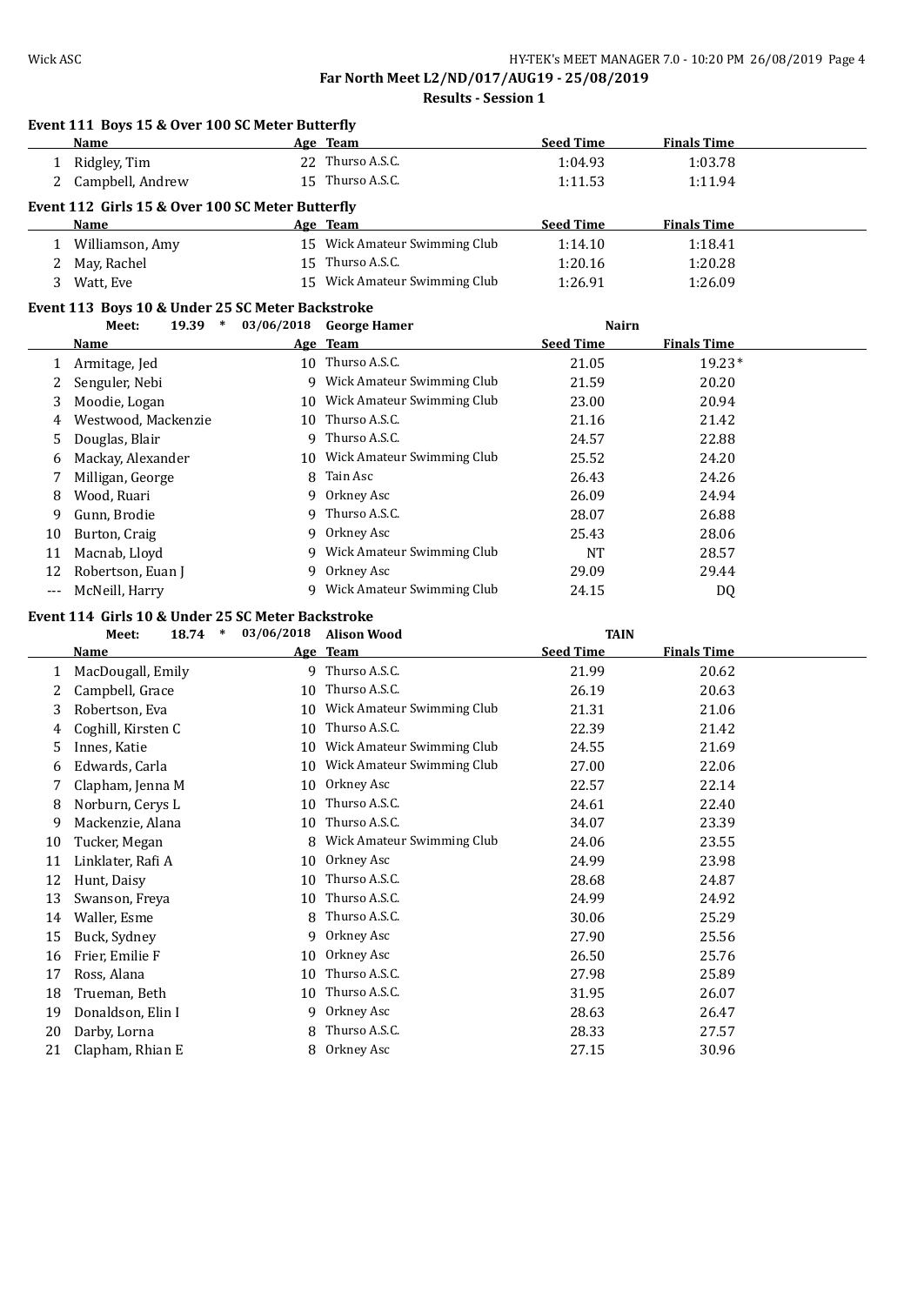**Far North Meet L2/ND/017/AUG19 - 25/08/2019**

**Results - Session 1**

### Event 111 Boys 15 & Over 100 SC Meter Butterfly

| | Name | Age | Team | Seed Time | Finals Time |
|---|---|---|---|---|---|
| 1 | Ridgley, Tim | 22 | Thurso A.S.C. | 1:04.93 | 1:03.78 |
| 2 | Campbell, Andrew | 15 | Thurso A.S.C. | 1:11.53 | 1:11.94 |

### Event 112 Girls 15 & Over 100 SC Meter Butterfly

| | Name | Age | Team | Seed Time | Finals Time |
|---|---|---|---|---|---|
| 1 | Williamson, Amy | 15 | Wick Amateur Swimming Club | 1:14.10 | 1:18.41 |
| 2 | May, Rachel | 15 | Thurso A.S.C. | 1:20.16 | 1:20.28 |
| 3 | Watt, Eve | 15 | Wick Amateur Swimming Club | 1:26.91 | 1:26.09 |

### Event 113 Boys 10 & Under 25 SC Meter Backstroke

Meet: 19.39 * 03/06/2018 George Hamer Nairn

| | Name | Age | Team | Seed Time | Finals Time |
|---|---|---|---|---|---|
| 1 | Armitage, Jed | 10 | Thurso A.S.C. | 21.05 | 19.23* |
| 2 | Senguler, Nebi | 9 | Wick Amateur Swimming Club | 21.59 | 20.20 |
| 3 | Moodie, Logan | 10 | Wick Amateur Swimming Club | 23.00 | 20.94 |
| 4 | Westwood, Mackenzie | 10 | Thurso A.S.C. | 21.16 | 21.42 |
| 5 | Douglas, Blair | 9 | Thurso A.S.C. | 24.57 | 22.88 |
| 6 | Mackay, Alexander | 10 | Wick Amateur Swimming Club | 25.52 | 24.20 |
| 7 | Milligan, George | 8 | Tain Asc | 26.43 | 24.26 |
| 8 | Wood, Ruari | 9 | Orkney Asc | 26.09 | 24.94 |
| 9 | Gunn, Brodie | 9 | Thurso A.S.C. | 28.07 | 26.88 |
| 10 | Burton, Craig | 9 | Orkney Asc | 25.43 | 28.06 |
| 11 | Macnab, Lloyd | 9 | Wick Amateur Swimming Club | NT | 28.57 |
| 12 | Robertson, Euan J | 9 | Orkney Asc | 29.09 | 29.44 |
| --- | McNeill, Harry | 9 | Wick Amateur Swimming Club | 24.15 | DQ |

### Event 114 Girls 10 & Under 25 SC Meter Backstroke

Meet: 18.74 * 03/06/2018 Alison Wood TAIN

| | Name | Age | Team | Seed Time | Finals Time |
|---|---|---|---|---|---|
| 1 | MacDougall, Emily | 9 | Thurso A.S.C. | 21.99 | 20.62 |
| 2 | Campbell, Grace | 10 | Thurso A.S.C. | 26.19 | 20.63 |
| 3 | Robertson, Eva | 10 | Wick Amateur Swimming Club | 21.31 | 21.06 |
| 4 | Coghill, Kirsten C | 10 | Thurso A.S.C. | 22.39 | 21.42 |
| 5 | Innes, Katie | 10 | Wick Amateur Swimming Club | 24.55 | 21.69 |
| 6 | Edwards, Carla | 10 | Wick Amateur Swimming Club | 27.00 | 22.06 |
| 7 | Clapham, Jenna M | 10 | Orkney Asc | 22.57 | 22.14 |
| 8 | Norburn, Cerys L | 10 | Thurso A.S.C. | 24.61 | 22.40 |
| 9 | Mackenzie, Alana | 10 | Thurso A.S.C. | 34.07 | 23.39 |
| 10 | Tucker, Megan | 8 | Wick Amateur Swimming Club | 24.06 | 23.55 |
| 11 | Linklater, Rafi A | 10 | Orkney Asc | 24.99 | 23.98 |
| 12 | Hunt, Daisy | 10 | Thurso A.S.C. | 28.68 | 24.87 |
| 13 | Swanson, Freya | 10 | Thurso A.S.C. | 24.99 | 24.92 |
| 14 | Waller, Esme | 8 | Thurso A.S.C. | 30.06 | 25.29 |
| 15 | Buck, Sydney | 9 | Orkney Asc | 27.90 | 25.56 |
| 16 | Frier, Emilie F | 10 | Orkney Asc | 26.50 | 25.76 |
| 17 | Ross, Alana | 10 | Thurso A.S.C. | 27.98 | 25.89 |
| 18 | Trueman, Beth | 10 | Thurso A.S.C. | 31.95 | 26.07 |
| 19 | Donaldson, Elin I | 9 | Orkney Asc | 28.63 | 26.47 |
| 20 | Darby, Lorna | 8 | Thurso A.S.C. | 28.33 | 27.57 |
| 21 | Clapham, Rhian E | 8 | Orkney Asc | 27.15 | 30.96 |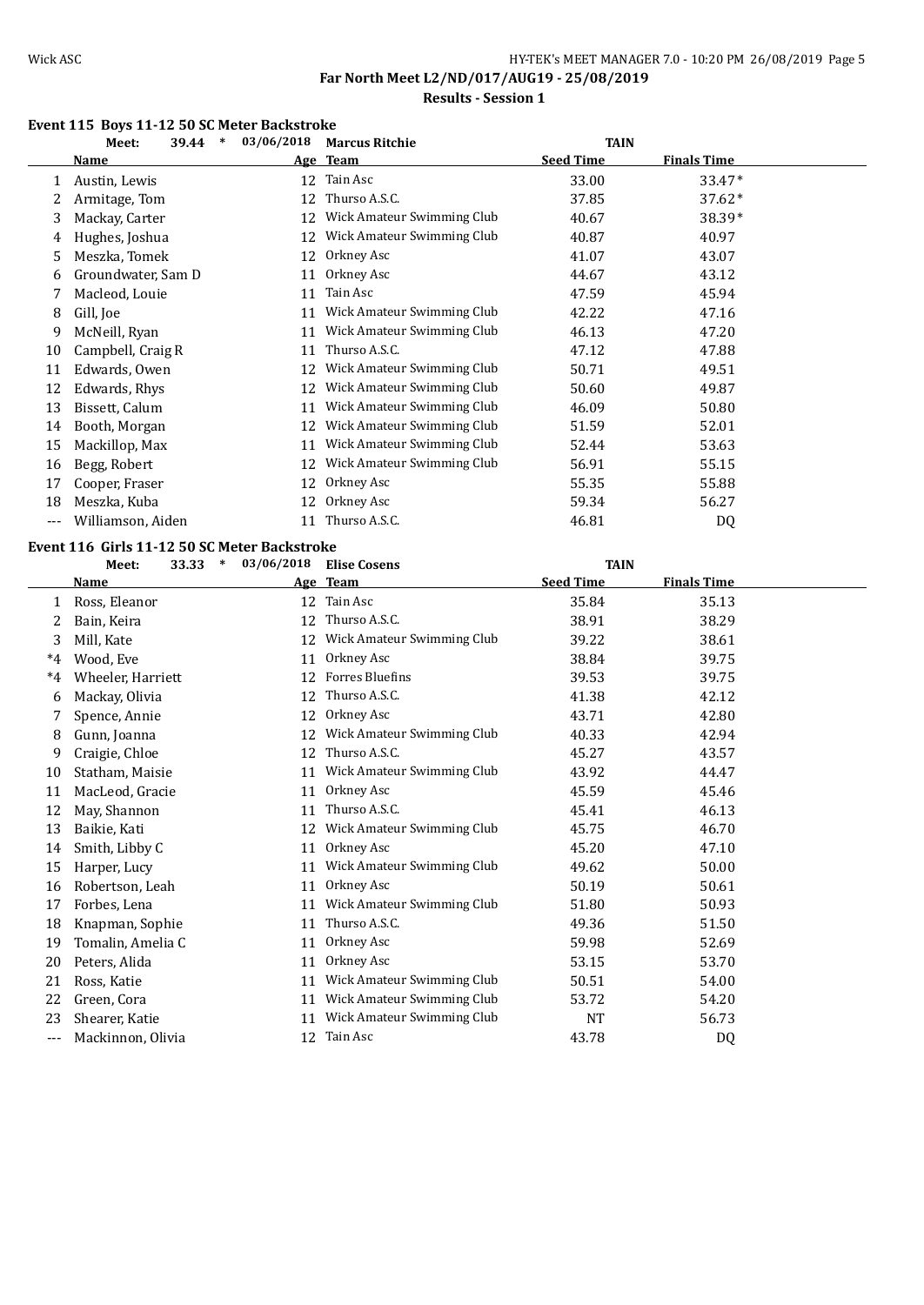## Far North Meet L2/ND/017/AUG19 - 25/08/2019

### Results - Session 1

#### Event 115 Boys 11-12 50 SC Meter Backstroke

Meet: 39.44 * 03/06/2018 Marcus Ritchie TAIN

| | Name | Age | Team | Seed Time | Finals Time |
|---|---|---|---|---|---|
| 1 | Austin, Lewis | 12 | Tain Asc | 33.00 | 33.47* |
| 2 | Armitage, Tom | 12 | Thurso A.S.C. | 37.85 | 37.62* |
| 3 | Mackay, Carter | 12 | Wick Amateur Swimming Club | 40.67 | 38.39* |
| 4 | Hughes, Joshua | 12 | Wick Amateur Swimming Club | 40.87 | 40.97 |
| 5 | Meszka, Tomek | 12 | Orkney Asc | 41.07 | 43.07 |
| 6 | Groundwater, Sam D | 11 | Orkney Asc | 44.67 | 43.12 |
| 7 | Macleod, Louie | 11 | Tain Asc | 47.59 | 45.94 |
| 8 | Gill, Joe | 11 | Wick Amateur Swimming Club | 42.22 | 47.16 |
| 9 | McNeill, Ryan | 11 | Wick Amateur Swimming Club | 46.13 | 47.20 |
| 10 | Campbell, Craig R | 11 | Thurso A.S.C. | 47.12 | 47.88 |
| 11 | Edwards, Owen | 12 | Wick Amateur Swimming Club | 50.71 | 49.51 |
| 12 | Edwards, Rhys | 12 | Wick Amateur Swimming Club | 50.60 | 49.87 |
| 13 | Bissett, Calum | 11 | Wick Amateur Swimming Club | 46.09 | 50.80 |
| 14 | Booth, Morgan | 12 | Wick Amateur Swimming Club | 51.59 | 52.01 |
| 15 | Mackillop, Max | 11 | Wick Amateur Swimming Club | 52.44 | 53.63 |
| 16 | Begg, Robert | 12 | Wick Amateur Swimming Club | 56.91 | 55.15 |
| 17 | Cooper, Fraser | 12 | Orkney Asc | 55.35 | 55.88 |
| 18 | Meszka, Kuba | 12 | Orkney Asc | 59.34 | 56.27 |
| --- | Williamson, Aiden | 11 | Thurso A.S.C. | 46.81 | DQ |

#### Event 116 Girls 11-12 50 SC Meter Backstroke

Meet: 33.33 * 03/06/2018 Elise Cosens TAIN

| | Name | Age | Team | Seed Time | Finals Time |
|---|---|---|---|---|---|
| 1 | Ross, Eleanor | 12 | Tain Asc | 35.84 | 35.13 |
| 2 | Bain, Keira | 12 | Thurso A.S.C. | 38.91 | 38.29 |
| 3 | Mill, Kate | 12 | Wick Amateur Swimming Club | 39.22 | 38.61 |
| *4 | Wood, Eve | 11 | Orkney Asc | 38.84 | 39.75 |
| *4 | Wheeler, Harriett | 12 | Forres Bluefins | 39.53 | 39.75 |
| 6 | Mackay, Olivia | 12 | Thurso A.S.C. | 41.38 | 42.12 |
| 7 | Spence, Annie | 12 | Orkney Asc | 43.71 | 42.80 |
| 8 | Gunn, Joanna | 12 | Wick Amateur Swimming Club | 40.33 | 42.94 |
| 9 | Craigie, Chloe | 12 | Thurso A.S.C. | 45.27 | 43.57 |
| 10 | Statham, Maisie | 11 | Wick Amateur Swimming Club | 43.92 | 44.47 |
| 11 | MacLeod, Gracie | 11 | Orkney Asc | 45.59 | 45.46 |
| 12 | May, Shannon | 11 | Thurso A.S.C. | 45.41 | 46.13 |
| 13 | Baikie, Kati | 12 | Wick Amateur Swimming Club | 45.75 | 46.70 |
| 14 | Smith, Libby C | 11 | Orkney Asc | 45.20 | 47.10 |
| 15 | Harper, Lucy | 11 | Wick Amateur Swimming Club | 49.62 | 50.00 |
| 16 | Robertson, Leah | 11 | Orkney Asc | 50.19 | 50.61 |
| 17 | Forbes, Lena | 11 | Wick Amateur Swimming Club | 51.80 | 50.93 |
| 18 | Knapman, Sophie | 11 | Thurso A.S.C. | 49.36 | 51.50 |
| 19 | Tomalin, Amelia C | 11 | Orkney Asc | 59.98 | 52.69 |
| 20 | Peters, Alida | 11 | Orkney Asc | 53.15 | 53.70 |
| 21 | Ross, Katie | 11 | Wick Amateur Swimming Club | 50.51 | 54.00 |
| 22 | Green, Cora | 11 | Wick Amateur Swimming Club | 53.72 | 54.20 |
| 23 | Shearer, Katie | 11 | Wick Amateur Swimming Club | NT | 56.73 |
| --- | Mackinnon, Olivia | 12 | Tain Asc | 43.78 | DQ |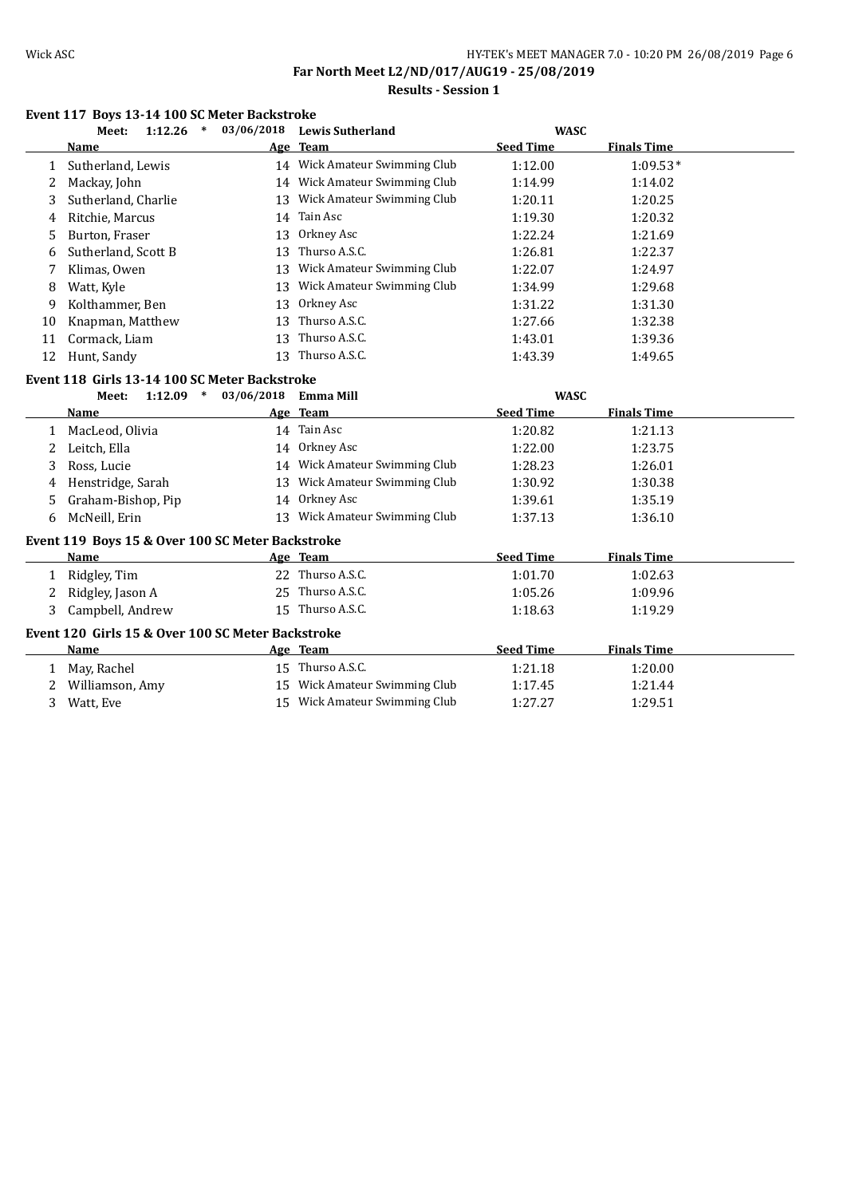Far North Meet L2/ND/017/AUG19 - 25/08/2019

Results - Session 1

### Event 117 Boys 13-14 100 SC Meter Backstroke

Meet: 1:12.26 * 03/06/2018 Lewis Sutherland WASC

| | Name | Age | Team | Seed Time | Finals Time |
|---|---|---|---|---|---|
| 1 | Sutherland, Lewis | 14 | Wick Amateur Swimming Club | 1:12.00 | 1:09.53* |
| 2 | Mackay, John | 14 | Wick Amateur Swimming Club | 1:14.99 | 1:14.02 |
| 3 | Sutherland, Charlie | 13 | Wick Amateur Swimming Club | 1:20.11 | 1:20.25 |
| 4 | Ritchie, Marcus | 14 | Tain Asc | 1:19.30 | 1:20.32 |
| 5 | Burton, Fraser | 13 | Orkney Asc | 1:22.24 | 1:21.69 |
| 6 | Sutherland, Scott B | 13 | Thurso A.S.C. | 1:26.81 | 1:22.37 |
| 7 | Klimas, Owen | 13 | Wick Amateur Swimming Club | 1:22.07 | 1:24.97 |
| 8 | Watt, Kyle | 13 | Wick Amateur Swimming Club | 1:34.99 | 1:29.68 |
| 9 | Kolthammer, Ben | 13 | Orkney Asc | 1:31.22 | 1:31.30 |
| 10 | Knapman, Matthew | 13 | Thurso A.S.C. | 1:27.66 | 1:32.38 |
| 11 | Cormack, Liam | 13 | Thurso A.S.C. | 1:43.01 | 1:39.36 |
| 12 | Hunt, Sandy | 13 | Thurso A.S.C. | 1:43.39 | 1:49.65 |

### Event 118 Girls 13-14 100 SC Meter Backstroke

Meet: 1:12.09 * 03/06/2018 Emma Mill WASC

| | Name | Age | Team | Seed Time | Finals Time |
|---|---|---|---|---|---|
| 1 | MacLeod, Olivia | 14 | Tain Asc | 1:20.82 | 1:21.13 |
| 2 | Leitch, Ella | 14 | Orkney Asc | 1:22.00 | 1:23.75 |
| 3 | Ross, Lucie | 14 | Wick Amateur Swimming Club | 1:28.23 | 1:26.01 |
| 4 | Henstridge, Sarah | 13 | Wick Amateur Swimming Club | 1:30.92 | 1:30.38 |
| 5 | Graham-Bishop, Pip | 14 | Orkney Asc | 1:39.61 | 1:35.19 |
| 6 | McNeill, Erin | 13 | Wick Amateur Swimming Club | 1:37.13 | 1:36.10 |

### Event 119 Boys 15 & Over 100 SC Meter Backstroke

| | Name | Age | Team | Seed Time | Finals Time |
|---|---|---|---|---|---|
| 1 | Ridgley, Tim | 22 | Thurso A.S.C. | 1:01.70 | 1:02.63 |
| 2 | Ridgley, Jason A | 25 | Thurso A.S.C. | 1:05.26 | 1:09.96 |
| 3 | Campbell, Andrew | 15 | Thurso A.S.C. | 1:18.63 | 1:19.29 |

### Event 120 Girls 15 & Over 100 SC Meter Backstroke

| | Name | Age | Team | Seed Time | Finals Time |
|---|---|---|---|---|---|
| 1 | May, Rachel | 15 | Thurso A.S.C. | 1:21.18 | 1:20.00 |
| 2 | Williamson, Amy | 15 | Wick Amateur Swimming Club | 1:17.45 | 1:21.44 |
| 3 | Watt, Eve | 15 | Wick Amateur Swimming Club | 1:27.27 | 1:29.51 |